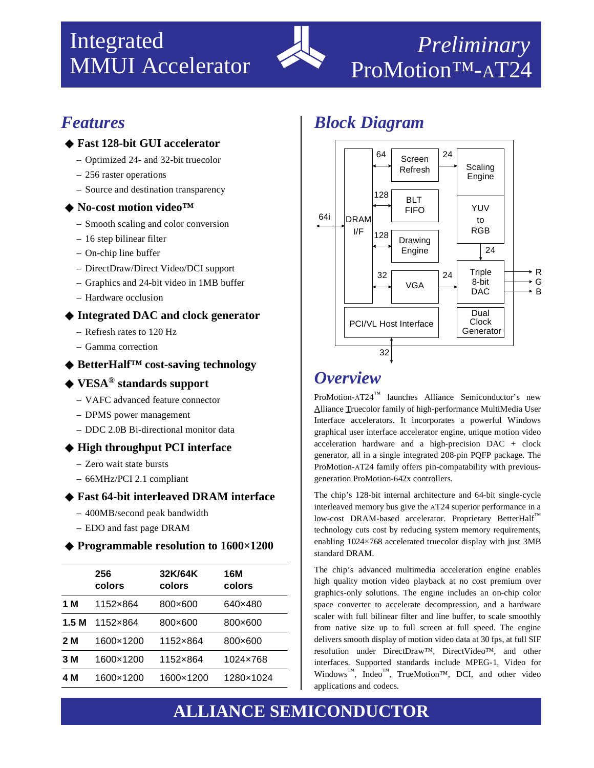# Integrated MMUI Accelerator

*Preliminary*

# ProMotion™-AT24

## *Features*

- **Fast 128-bit GUI accelerator**
  - Optimized 24- and 32-bit truecolor
  - 256 raster operations
  - Source and destination transparency
- **No-cost motion video™**
  - Smooth scaling and color conversion
  - 16 step bilinear filter
  - On-chip line buffer
  - DirectDraw/Direct Video/DCI support
  - Graphics and 24-bit video in 1MB buffer
  - Hardware occlusion
- **Integrated DAC and clock generator**
  - Refresh rates to 120 Hz
  - Gamma correction
- **BetterHalf™ cost-saving technology**
- **VESA® standards support**
  - VAFC advanced feature connector
  - DPMS power management
  - DDC 2.0B Bi-directional monitor data
- **High throughput PCI interface**
  - Zero wait state bursts
  - 66MHz/PCI 2.1 compliant
- **Fast 64-bit interleaved DRAM interface**
  - 400MB/second peak bandwidth
  - EDO and fast page DRAM
- **Programmable resolution to 1600×1200**

| | 256 colors | 32K/64K colors | 16M colors |
|---|---|---|---|
| **1 M** | 1152×864 | 800×600 | 640×480 |
| **1.5 M** | 1152×864 | 800×600 | 800×600 |
| **2 M** | 1600×1200 | 1152×864 | 800×600 |
| **3 M** | 1600×1200 | 1152×864 | 1024×768 |
| **4 M** | 1600×1200 | 1600×1200 | 1280×1024 |

## *Block Diagram*

DRAM I/F (64i) — 64 → Screen Refresh — 24 → Scaling Engine

128 ↔ BLT FIFO

128 ↔ Drawing Engine

YUV to RGB — 24 → Triple 8-bit DAC → R, G, B

32 ↔ VGA — 24 → Triple 8-bit DAC

PCI/VL Host Interface (32)

Dual Clock Generator

## *Overview*

ProMotion-AT24™ launches Alliance Semiconductor's new Alliance Truecolor family of high-performance MultiMedia User Interface accelerators. It incorporates a powerful Windows graphical user interface accelerator engine, unique motion video acceleration hardware and a high-precision DAC + clock generator, all in a single integrated 208-pin PQFP package. The ProMotion-AT24 family offers pin-compatability with previous-generation ProMotion-642x controllers.

The chip's 128-bit internal architecture and 64-bit single-cycle interleaved memory bus give the AT24 superior performance in a low-cost DRAM-based accelerator. Proprietary BetterHalf™ technology cuts cost by reducing system memory requirements, enabling 1024×768 accelerated truecolor display with just 3MB standard DRAM.

The chip's advanced multimedia acceleration engine enables high quality motion video playback at no cost premium over graphics-only solutions. The engine includes an on-chip color space converter to accelerate decompression, and a hardware scaler with full bilinear filter and line buffer, to scale smoothly from native size up to full screen at full speed. The engine delivers smooth display of motion video data at 30 fps, at full SIF resolution under DirectDraw™, DirectVideo™, and other interfaces. Supported standards include MPEG-1, Video for Windows™, Indeo™, TrueMotion™, DCI, and other video applications and codecs.

**ALLIANCE SEMICONDUCTOR**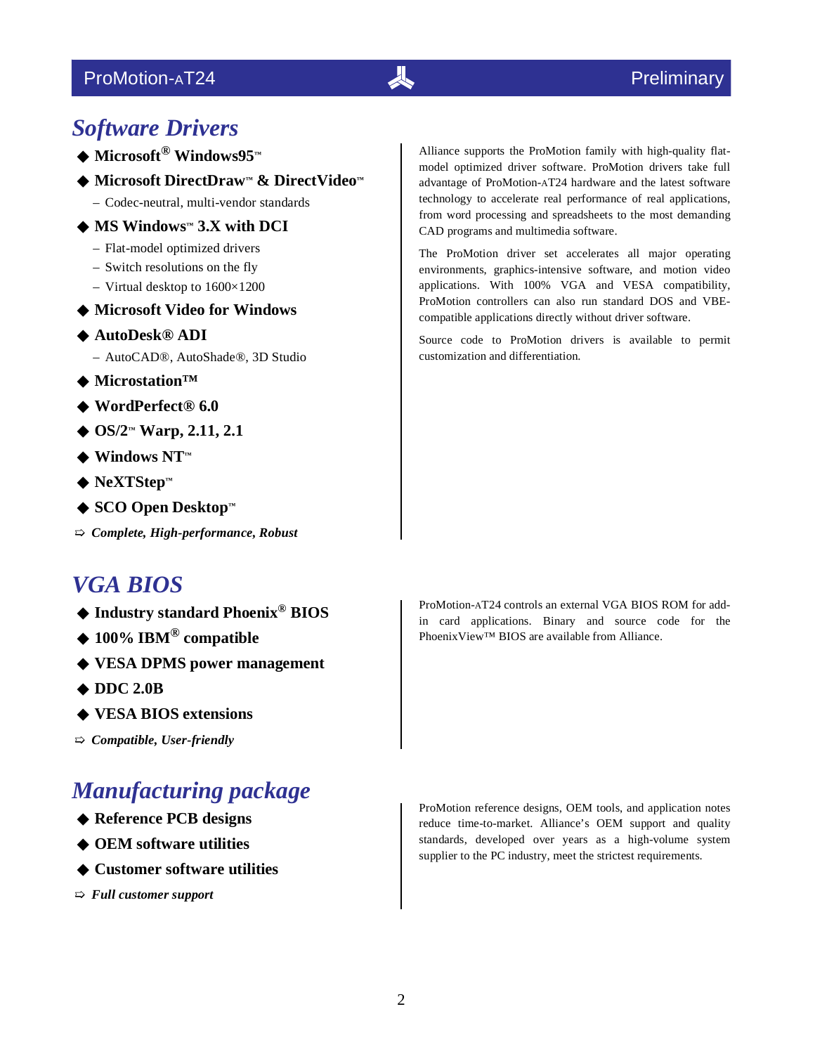## *Software Drivers*

- **Microsoft® Windows95™**
- **Microsoft DirectDraw™ & DirectVideo™**
  - Codec-neutral, multi-vendor standards
- **MS Windows™ 3.X with DCI**
  - Flat-model optimized drivers
  - Switch resolutions on the fly
  - Virtual desktop to 1600×1200
- **Microsoft Video for Windows**
- **AutoDesk® ADI**
  - AutoCAD®, AutoShade®, 3D Studio
- **Microstation™**
- **WordPerfect® 6.0**
- **OS/2™ Warp, 2.11, 2.1**
- **Windows NT™**
- **NeXTStep™**
- **SCO Open Desktop™**

⇨ ***Complete, High-performance, Robust***

Alliance supports the ProMotion family with high-quality flat-model optimized driver software. ProMotion drivers take full advantage of ProMotion-AT24 hardware and the latest software technology to accelerate real performance of real applications, from word processing and spreadsheets to the most demanding CAD programs and multimedia software.

The ProMotion driver set accelerates all major operating environments, graphics-intensive software, and motion video applications. With 100% VGA and VESA compatibility, ProMotion controllers can also run standard DOS and VBE-compatible applications directly without driver software.

Source code to ProMotion drivers is available to permit customization and differentiation.

## *VGA BIOS*

- **Industry standard Phoenix® BIOS**
- **100% IBM® compatible**
- **VESA DPMS power management**
- **DDC 2.0B**
- **VESA BIOS extensions**

⇨ ***Compatible, User-friendly***

ProMotion-AT24 controls an external VGA BIOS ROM for add-in card applications. Binary and source code for the PhoenixView™ BIOS are available from Alliance.

## *Manufacturing package*

- **Reference PCB designs**
- **OEM software utilities**
- **Customer software utilities**

⇨ ***Full customer support***

ProMotion reference designs, OEM tools, and application notes reduce time-to-market. Alliance's OEM support and quality standards, developed over years as a high-volume system supplier to the PC industry, meet the strictest requirements.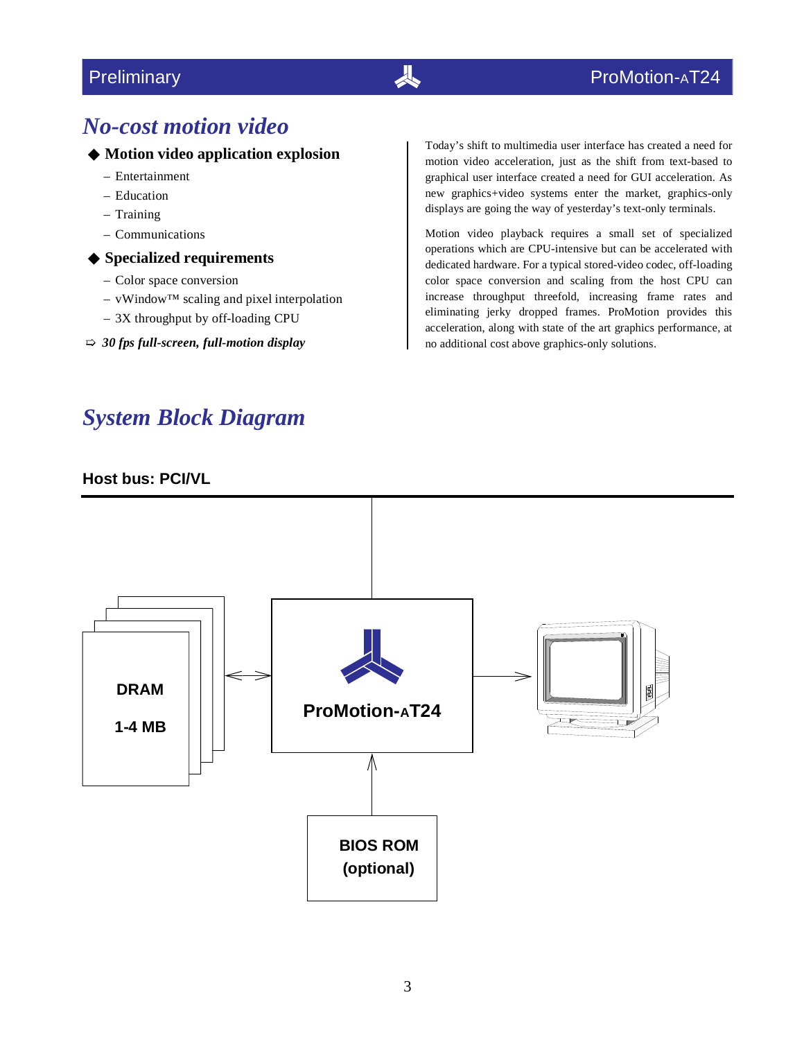# No-cost motion video

- **Motion video application explosion**
  - Entertainment
  - Education
  - Training
  - Communications
- **Specialized requirements**
  - Color space conversion
  - vWindow™ scaling and pixel interpolation
  - 3X throughput by off-loading CPU

⇨ ***30 fps full-screen, full-motion display***

Today's shift to multimedia user interface has created a need for motion video acceleration, just as the shift from text-based to graphical user interface created a need for GUI acceleration. As new graphics+video systems enter the market, graphics-only displays are going the way of yesterday's text-only terminals.

Motion video playback requires a small set of specialized operations which are CPU-intensive but can be accelerated with dedicated hardware. For a typical stored-video codec, off-loading color space conversion and scaling from the host CPU can increase throughput threefold, increasing frame rates and eliminating jerky dropped frames. ProMotion provides this acceleration, along with state of the art graphics performance, at no additional cost above graphics-only solutions.

# System Block Diagram

**Host bus: PCI/VL**

DRAM 1-4 MB

ProMotion-AT24

BIOS ROM (optional)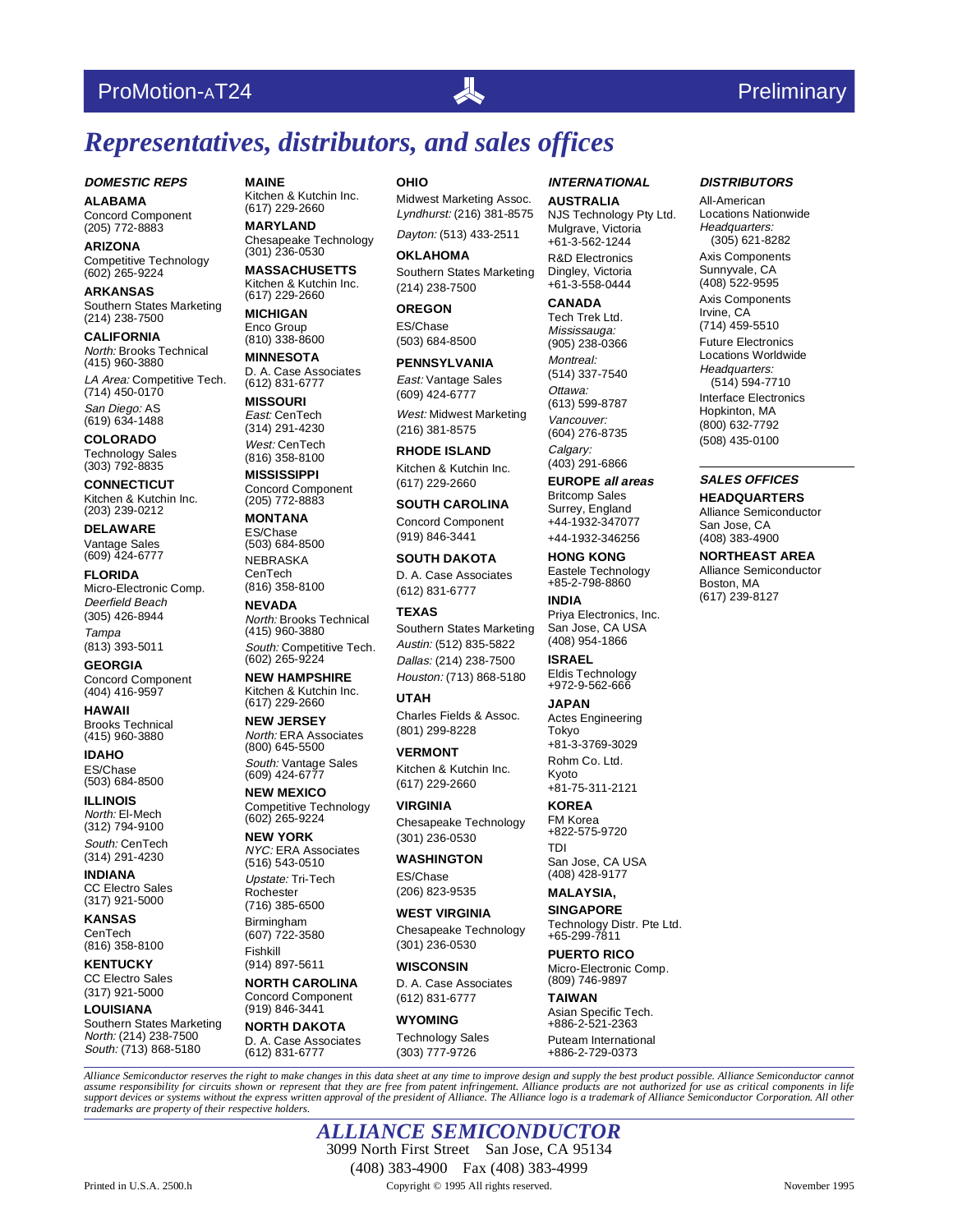# Representatives, distributors, and sales offices

### DOMESTIC REPS

**ALABAMA**
Concord Component
(205) 772-8883

**ARIZONA**
Competitive Technology
(602) 265-9224

**ARKANSAS**
Southern States Marketing
(214) 238-7500

**CALIFORNIA**
*North:* Brooks Technical
(415) 960-3880
*LA Area:* Competitive Tech.
(714) 450-0170
*San Diego:* AS
(619) 634-1488

**COLORADO**
Technology Sales
(303) 792-8835

**CONNECTICUT**
Kitchen & Kutchin Inc.
(203) 239-0212

**DELAWARE**
Vantage Sales
(609) 424-6777

**FLORIDA**
Micro-Electronic Comp.
*Deerfield Beach*
(305) 426-8944
*Tampa*
(813) 393-5011

**GEORGIA**
Concord Component
(404) 416-9597

**HAWAII**
Brooks Technical
(415) 960-3880

**IDAHO**
ES/Chase
(503) 684-8500

**ILLINOIS**
*North:* El-Mech
(312) 794-9100
*South:* CenTech
(314) 291-4230

**INDIANA**
CC Electro Sales
(317) 921-5000

**KANSAS**
CenTech
(816) 358-8100

**KENTUCKY**
CC Electro Sales
(317) 921-5000

**LOUISIANA**
Southern States Marketing
*North:* (214) 238-7500
*South:* (713) 868-5180

**MAINE**
Kitchen & Kutchin Inc.
(617) 229-2660

**MARYLAND**
Chesapeake Technology
(301) 236-0530

**MASSACHUSETTS**
Kitchen & Kutchin Inc.
(617) 229-2660

**MICHIGAN**
Enco Group
(810) 338-8600

**MINNESOTA**
D. A. Case Associates
(612) 831-6777

**MISSOURI**
*East:* CenTech
(314) 291-4230
*West:* CenTech
(816) 358-8100

**MISSISSIPPI**
Concord Component
(205) 772-8883

**MONTANA**
ES/Chase
(503) 684-8500

NEBRASKA
CenTech
(816) 358-8100

**NEVADA**
*North:* Brooks Technical
(415) 960-3880
*South:* Competitive Tech.
(602) 265-9224

**NEW HAMPSHIRE**
Kitchen & Kutchin Inc.
(617) 229-2660

**NEW JERSEY**
*North:* ERA Associates
(800) 645-5500
*South:* Vantage Sales
(609) 424-6777

**NEW MEXICO**
Competitive Technology
(602) 265-9224

**NEW YORK**
*NYC:* ERA Associates
(516) 543-0510
*Upstate:* Tri-Tech
Rochester
(716) 385-6500
Birmingham
(607) 722-3580
Fishkill
(914) 897-5611

**NORTH CAROLINA**
Concord Component
(919) 846-3441

**NORTH DAKOTA**
D. A. Case Associates
(612) 831-6777

**OHIO**
Midwest Marketing Assoc.
*Lyndhurst:* (216) 381-8575
*Dayton:* (513) 433-2511

**OKLAHOMA**
Southern States Marketing
(214) 238-7500

**OREGON**
ES/Chase
(503) 684-8500

**PENNSYLVANIA**
*East:* Vantage Sales
(609) 424-6777
*West:* Midwest Marketing
(216) 381-8575

**RHODE ISLAND**
Kitchen & Kutchin Inc.
(617) 229-2660

**SOUTH CAROLINA**
Concord Component
(919) 846-3441

**SOUTH DAKOTA**
D. A. Case Associates
(612) 831-6777

**TEXAS**
Southern States Marketing
*Austin:* (512) 835-5822
*Dallas:* (214) 238-7500
*Houston:* (713) 868-5180

**UTAH**
Charles Fields & Assoc.
(801) 299-8228

**VERMONT**
Kitchen & Kutchin Inc.
(617) 229-2660

**VIRGINIA**
Chesapeake Technology
(301) 236-0530

**WASHINGTON**
ES/Chase
(206) 823-9535

**WEST VIRGINIA**
Chesapeake Technology
(301) 236-0530

**WISCONSIN**
D. A. Case Associates
(612) 831-6777

**WYOMING**
Technology Sales
(303) 777-9726

### INTERNATIONAL

**AUSTRALIA**
NJS Technology Pty Ltd.
Mulgrave, Victoria
+61-3-562-1244
R&D Electronics
Dingley, Victoria
+61-3-558-0444

**CANADA**
Tech Trek Ltd.
*Mississauga:*
(905) 238-0366
*Montreal:*
(514) 337-7540
*Ottawa:*
(613) 599-8787
*Vancouver:*
(604) 276-8735
*Calgary:*
(403) 291-6866

**EUROPE *all areas***
Britcomp Sales
Surrey, England
+44-1932-347077
+44-1932-346256

**HONG KONG**
Eastele Technology
+85-2-798-8860

**INDIA**
Priya Electronics, Inc.
San Jose, CA USA
(408) 954-1866

**ISRAEL**
Eldis Technology
+972-9-562-666

**JAPAN**
Actes Engineering
Tokyo
+81-3-3769-3029
Rohm Co. Ltd.
Kyoto
+81-75-311-2121

**KOREA**
FM Korea
+822-575-9720
TDI
San Jose, CA USA
(408) 428-9177

**MALAYSIA, SINGAPORE**
Technology Distr. Pte Ltd.
+65-299-7811

**PUERTO RICO**
Micro-Electronic Comp.
(809) 746-9897

**TAIWAN**
Asian Specific Tech.
+886-2-521-2363
Puteam International
+886-2-729-0373

### DISTRIBUTORS

All-American
Locations Nationwide
*Headquarters:*
(305) 621-8282

Axis Components
Sunnyvale, CA
(408) 522-9595

Axis Components
Irvine, CA
(714) 459-5510

Future Electronics
Locations Worldwide
*Headquarters:*
(514) 594-7710

Interface Electronics
Hopkinton, MA
(800) 632-7792
(508) 435-0100

### SALES OFFICES

**HEADQUARTERS**
Alliance Semiconductor
San Jose, CA
(408) 383-4900

**NORTHEAST AREA**
Alliance Semiconductor
Boston, MA
(617) 239-8127

*Alliance Semiconductor reserves the right to make changes in this data sheet at any time to improve design and supply the best product possible. Alliance Semiconductor cannot assume responsibility for circuits shown or represent that they are free from patent infringement. Alliance products are not authorized for use as critical components in life support devices or systems without the express written approval of the president of Alliance. The Alliance logo is a trademark of Alliance Semiconductor Corporation. All other trademarks are property of their respective holders.*

***ALLIANCE SEMICONDUCTOR***
3099 North First Street  San Jose, CA 95134
(408) 383-4900  Fax (408) 383-4999

Printed in U.S.A. 2500.h  Copyright © 1995 All rights reserved.  November 1995